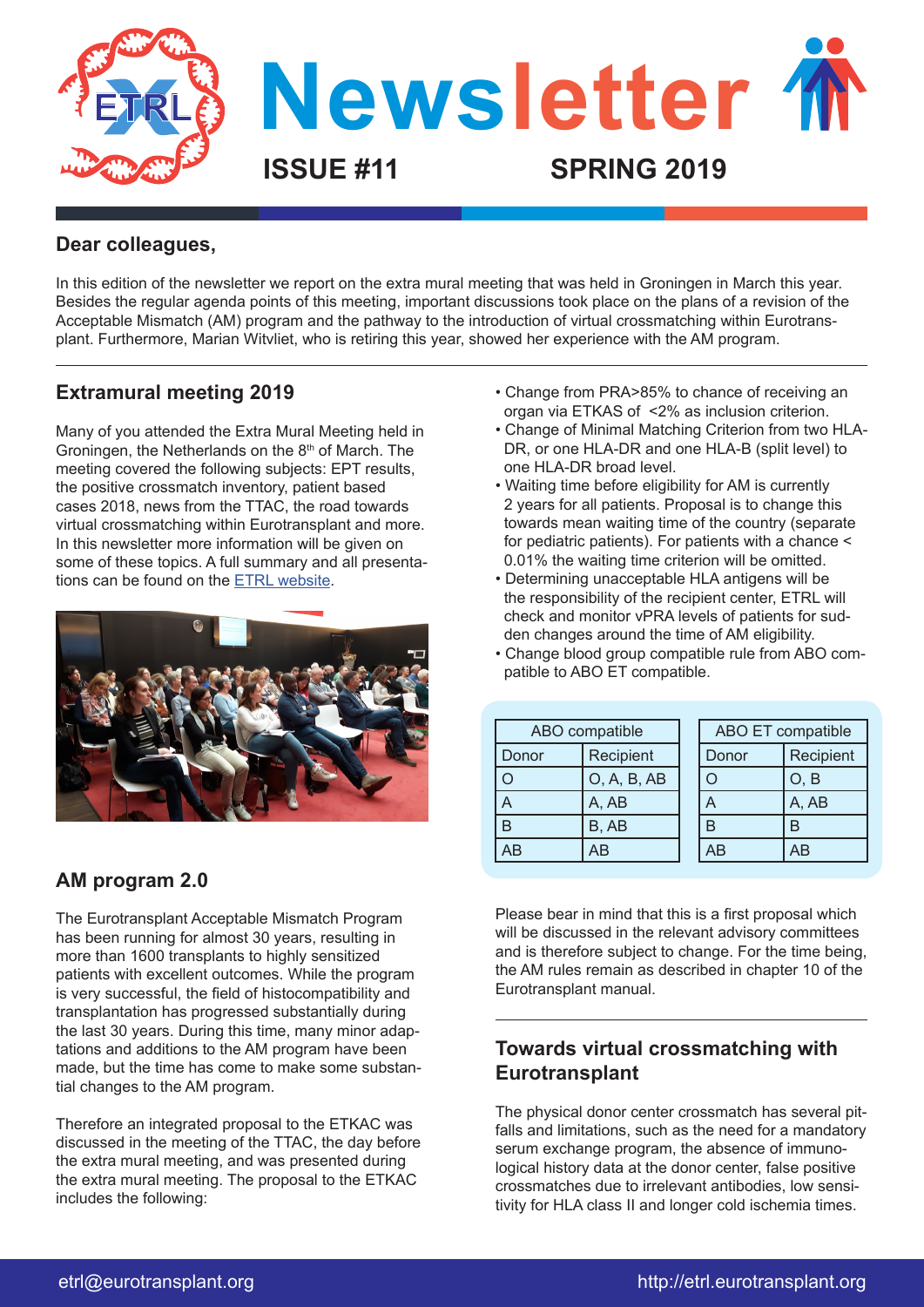# Newsletter

**ISSUE #11** **SPRING 2019**

## Dear colleagues,

In this edition of the newsletter we report on the extra mural meeting that was held in Groningen in March this year. Besides the regular agenda points of this meeting, important discussions took place on the plans of a revision of the Acceptable Mismatch (AM) program and the pathway to the introduction of virtual crossmatching within Eurotransplant. Furthermore, Marian Witvliet, who is retiring this year, showed her experience with the AM program.

## Extramural meeting 2019

Many of you attended the Extra Mural Meeting held in Groningen, the Netherlands on the 8th of March. The meeting covered the following subjects: EPT results, the positive crossmatch inventory, patient based cases 2018, news from the TTAC, the road towards virtual crossmatching within Eurotransplant and more. In this newsletter more information will be given on some of these topics. A full summary and all presentations can be found on the ETRL website.

## AM program 2.0

The Eurotransplant Acceptable Mismatch Program has been running for almost 30 years, resulting in more than 1600 transplants to highly sensitized patients with excellent outcomes. While the program is very successful, the field of histocompatibility and transplantation has progressed substantially during the last 30 years. During this time, many minor adaptations and additions to the AM program have been made, but the time has come to make some substantial changes to the AM program.

Therefore an integrated proposal to the ETKAC was discussed in the meeting of the TTAC, the day before the extra mural meeting, and was presented during the extra mural meeting. The proposal to the ETKAC includes the following:

- Change from PRA>85% to chance of receiving an organ via ETKAS of <2% as inclusion criterion.
- Change of Minimal Matching Criterion from two HLA-DR, or one HLA-DR and one HLA-B (split level) to one HLA-DR broad level.
- Waiting time before eligibility for AM is currently 2 years for all patients. Proposal is to change this towards mean waiting time of the country (separate for pediatric patients). For patients with a chance < 0.01% the waiting time criterion will be omitted.
- Determining unacceptable HLA antigens will be the responsibility of the recipient center, ETRL will check and monitor vPRA levels of patients for sudden changes around the time of AM eligibility.
- Change blood group compatible rule from ABO compatible to ABO ET compatible.

| ABO compatible | |
|---|---|
| Donor | Recipient |
| O | O, A, B, AB |
| A | A, AB |
| B | B, AB |
| AB | AB |

| ABO ET compatible | |
|---|---|
| Donor | Recipient |
| O | O, B |
| A | A, AB |
| B | B |
| AB | AB |

Please bear in mind that this is a first proposal which will be discussed in the relevant advisory committees and is therefore subject to change. For the time being, the AM rules remain as described in chapter 10 of the Eurotransplant manual.

## Towards virtual crossmatching with Eurotransplant

The physical donor center crossmatch has several pitfalls and limitations, such as the need for a mandatory serum exchange program, the absence of immunological history data at the donor center, false positive crossmatches due to irrelevant antibodies, low sensitivity for HLA class II and longer cold ischemia times.

etrl@eurotransplant.org http://etrl.eurotransplant.org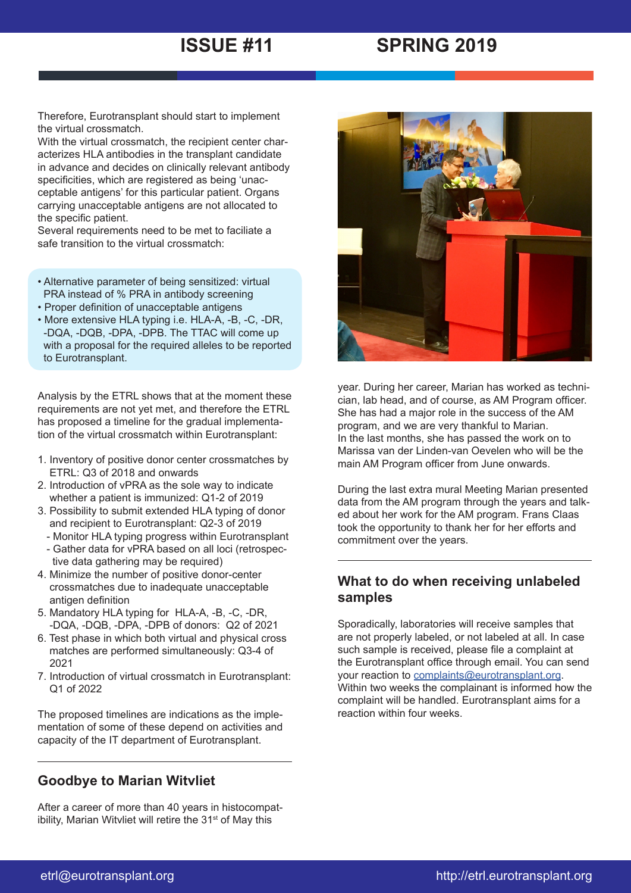Therefore, Eurotransplant should start to implement the virtual crossmatch.
With the virtual crossmatch, the recipient center characterizes HLA antibodies in the transplant candidate in advance and decides on clinically relevant antibody specificities, which are registered as being 'unacceptable antigens' for this particular patient. Organs carrying unacceptable antigens are not allocated to the specific patient.
Several requirements need to be met to faciliate a safe transition to the virtual crossmatch:

- Alternative parameter of being sensitized: virtual PRA instead of % PRA in antibody screening
- Proper definition of unacceptable antigens
- More extensive HLA typing i.e. HLA-A, -B, -C, -DR, -DQA, -DQB, -DPA, -DPB. The TTAC will come up with a proposal for the required alleles to be reported to Eurotransplant.

Analysis by the ETRL shows that at the moment these requirements are not yet met, and therefore the ETRL has proposed a timeline for the gradual implementation of the virtual crossmatch within Eurotransplant:

1. Inventory of positive donor center crossmatches by ETRL: Q3 of 2018 and onwards
2. Introduction of vPRA as the sole way to indicate whether a patient is immunized: Q1-2 of 2019
3. Possibility to submit extended HLA typing of donor and recipient to Eurotransplant: Q2-3 of 2019
   - Monitor HLA typing progress within Eurotransplant
   - Gather data for vPRA based on all loci (retrospective data gathering may be required)
4. Minimize the number of positive donor-center crossmatches due to inadequate unacceptable antigen definition
5. Mandatory HLA typing for HLA-A, -B, -C, -DR, -DQA, -DQB, -DPA, -DPB of donors: Q2 of 2021
6. Test phase in which both virtual and physical cross matches are performed simultaneously: Q3-4 of 2021
7. Introduction of virtual crossmatch in Eurotransplant: Q1 of 2022

The proposed timelines are indications as the implementation of some of these depend on activities and capacity of the IT department of Eurotransplant.

## Goodbye to Marian Witvliet

After a career of more than 40 years in histocompatibility, Marian Witvliet will retire the 31st of May this year. During her career, Marian has worked as technician, lab head, and of course, as AM Program officer. She has had a major role in the success of the AM program, and we are very thankful to Marian.
In the last months, she has passed the work on to Marissa van der Linden-van Oevelen who will be the main AM Program officer from June onwards.

During the last extra mural Meeting Marian presented data from the AM program through the years and talked about her work for the AM program. Frans Claas took the opportunity to thank her for her efforts and commitment over the years.

## What to do when receiving unlabeled samples

Sporadically, laboratories will receive samples that are not properly labeled, or not labeled at all. In case such sample is received, please file a complaint at the Eurotransplant office through email. You can send your reaction to complaints@eurotransplant.org.
Within two weeks the complainant is informed how the complaint will be handled. Eurotransplant aims for a reaction within four weeks.